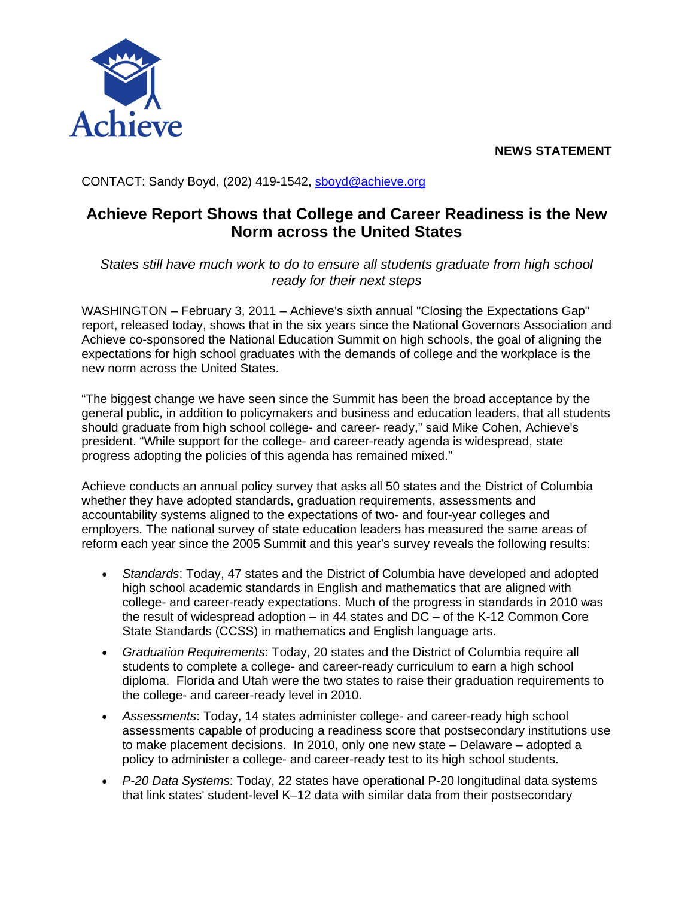Achieve

**NEWS STATEMENT**

CONTACT: Sandy Boyd, (202) 419-1542, sboyd@achieve.org

# Achieve Report Shows that College and Career Readiness is the New Norm across the United States

*States still have much work to do to ensure all students graduate from high school ready for their next steps*

WASHINGTON – February 3, 2011 – Achieve's sixth annual "Closing the Expectations Gap" report, released today, shows that in the six years since the National Governors Association and Achieve co-sponsored the National Education Summit on high schools, the goal of aligning the expectations for high school graduates with the demands of college and the workplace is the new norm across the United States.

"The biggest change we have seen since the Summit has been the broad acceptance by the general public, in addition to policymakers and business and education leaders, that all students should graduate from high school college- and career- ready," said Mike Cohen, Achieve's president. "While support for the college- and career-ready agenda is widespread, state progress adopting the policies of this agenda has remained mixed."

Achieve conducts an annual policy survey that asks all 50 states and the District of Columbia whether they have adopted standards, graduation requirements, assessments and accountability systems aligned to the expectations of two- and four-year colleges and employers. The national survey of state education leaders has measured the same areas of reform each year since the 2005 Summit and this year's survey reveals the following results:

- *Standards*: Today, 47 states and the District of Columbia have developed and adopted high school academic standards in English and mathematics that are aligned with college- and career-ready expectations. Much of the progress in standards in 2010 was the result of widespread adoption – in 44 states and DC – of the K-12 Common Core State Standards (CCSS) in mathematics and English language arts.
- *Graduation Requirements*: Today, 20 states and the District of Columbia require all students to complete a college- and career-ready curriculum to earn a high school diploma. Florida and Utah were the two states to raise their graduation requirements to the college- and career-ready level in 2010.
- *Assessments*: Today, 14 states administer college- and career-ready high school assessments capable of producing a readiness score that postsecondary institutions use to make placement decisions. In 2010, only one new state – Delaware – adopted a policy to administer a college- and career-ready test to its high school students.
- *P-20 Data Systems*: Today, 22 states have operational P-20 longitudinal data systems that link states' student-level K–12 data with similar data from their postsecondary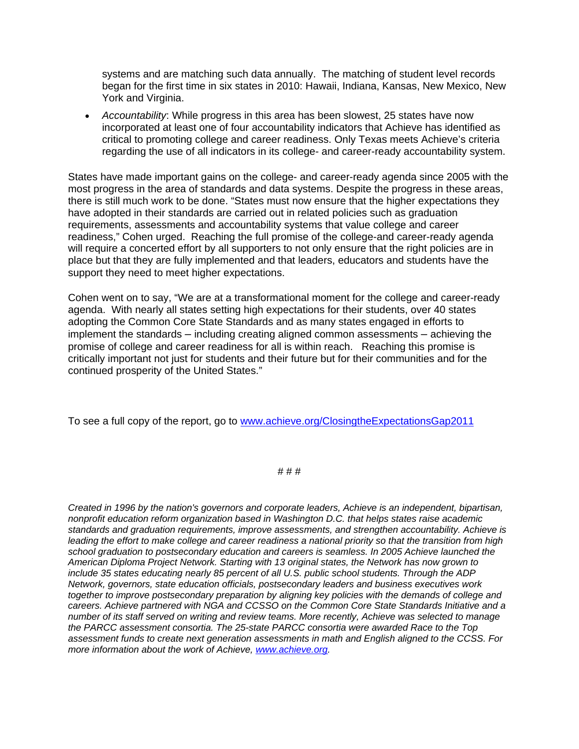systems and are matching such data annually. The matching of student level records began for the first time in six states in 2010: Hawaii, Indiana, Kansas, New Mexico, New York and Virginia.

- *Accountability*: While progress in this area has been slowest, 25 states have now incorporated at least one of four accountability indicators that Achieve has identified as critical to promoting college and career readiness. Only Texas meets Achieve's criteria regarding the use of all indicators in its college- and career-ready accountability system.

States have made important gains on the college- and career-ready agenda since 2005 with the most progress in the area of standards and data systems. Despite the progress in these areas, there is still much work to be done. "States must now ensure that the higher expectations they have adopted in their standards are carried out in related policies such as graduation requirements, assessments and accountability systems that value college and career readiness," Cohen urged. Reaching the full promise of the college-and career-ready agenda will require a concerted effort by all supporters to not only ensure that the right policies are in place but that they are fully implemented and that leaders, educators and students have the support they need to meet higher expectations.

Cohen went on to say, "We are at a transformational moment for the college and career-ready agenda. With nearly all states setting high expectations for their students, over 40 states adopting the Common Core State Standards and as many states engaged in efforts to implement the standards – including creating aligned common assessments – achieving the promise of college and career readiness for all is within reach. Reaching this promise is critically important not just for students and their future but for their communities and for the continued prosperity of the United States."

To see a full copy of the report, go to [www.achieve.org/ClosingtheExpectationsGap2011](http://www.achieve.org/ClosingtheExpectationsGap2011)

# # #

*Created in 1996 by the nation's governors and corporate leaders, Achieve is an independent, bipartisan, nonprofit education reform organization based in Washington D.C. that helps states raise academic standards and graduation requirements, improve assessments, and strengthen accountability. Achieve is leading the effort to make college and career readiness a national priority so that the transition from high school graduation to postsecondary education and careers is seamless. In 2005 Achieve launched the American Diploma Project Network. Starting with 13 original states, the Network has now grown to include 35 states educating nearly 85 percent of all U.S. public school students. Through the ADP Network, governors, state education officials, postsecondary leaders and business executives work together to improve postsecondary preparation by aligning key policies with the demands of college and careers. Achieve partnered with NGA and CCSSO on the Common Core State Standards Initiative and a number of its staff served on writing and review teams. More recently, Achieve was selected to manage the PARCC assessment consortia. The 25-state PARCC consortia were awarded Race to the Top assessment funds to create next generation assessments in math and English aligned to the CCSS. For more information about the work of Achieve, [www.achieve.org](http://www.achieve.org).*